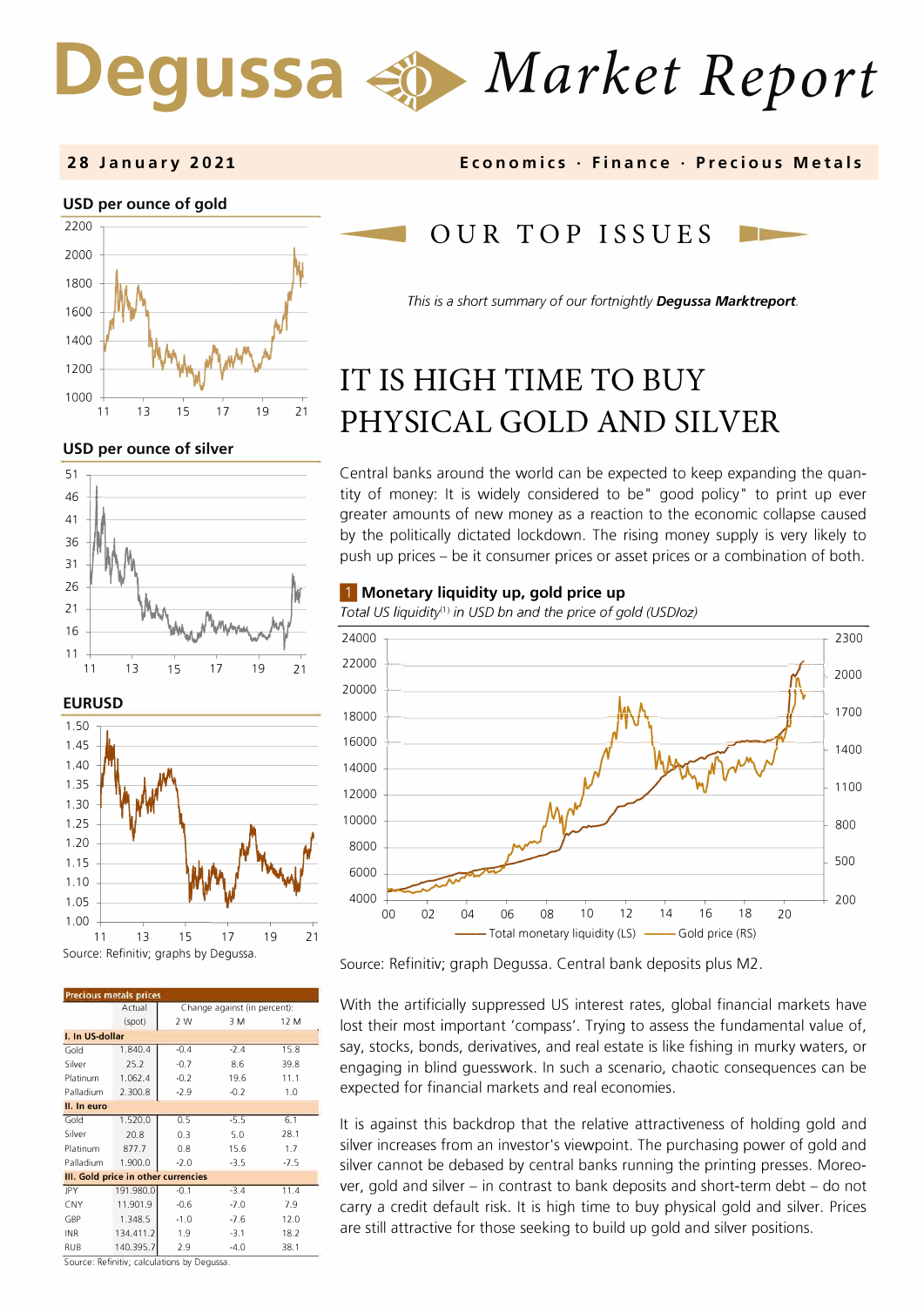# Degussa Market Report

**28 January 2021** — Economics · Finance · Precious Metals

## OUR TOP ISSUES

*This is a short summary of our fortnightly* ***Degussa Marktreport***.

# IT IS HIGH TIME TO BUY PHYSICAL GOLD AND SILVER

Central banks around the world can be expected to keep expanding the quantity of money: It is widely considered to be" good policy" to print up ever greater amounts of new money as a reaction to the economic collapse caused by the politically dictated lockdown. The rising money supply is very likely to push up prices – be it consumer prices or asset prices or a combination of both.

**1 Monetary liquidity up, gold price up**

*Total US liquidity[1] in USD bn and the price of gold (USD/oz)*

Source: Refinitiv; graph Degussa. Central bank deposits plus M2.

With the artificially suppressed US interest rates, global financial markets have lost their most important 'compass'. Trying to assess the fundamental value of, say, stocks, bonds, derivatives, and real estate is like fishing in murky waters, or engaging in blind guesswork. In such a scenario, chaotic consequences can be expected for financial markets and real economies.

It is against this backdrop that the relative attractiveness of holding gold and silver increases from an investor's viewpoint. The purchasing power of gold and silver cannot be debased by central banks running the printing presses. Moreover, gold and silver – in contrast to bank deposits and short-term debt – do not carry a credit default risk. It is high time to buy physical gold and silver. Prices are still attractive for those seeking to build up gold and silver positions.

**USD per ounce of gold**

**USD per ouce of silver**

**EURUSD**

Source: Refinitiv; graphs by Degussa.

**Precious metals prices**

| | Actual (spot) | Change against (in percent): 2 W | 3 M | 12 M |
|---|---|---|---|---|
| **I. In US-dollar** | | | | |
| Gold | 1.840.4 | -0.4 | -2.4 | 15.8 |
| Silver | 25.2 | -0.7 | 8.6 | 39.8 |
| Platinum | 1.062.4 | -0.2 | 19.6 | 11.1 |
| Palladium | 2.300.8 | -2.9 | -0.2 | 1.0 |
| **II. In euro** | | | | |
| Gold | 1.520.0 | 0.5 | -5.5 | 6.1 |
| Silver | 20.8 | 0.3 | 5.0 | 28.1 |
| Platinum | 877.7 | 0.8 | 15.6 | 1.7 |
| Palladium | 1.900.0 | -2.0 | -3.5 | -7.5 |
| **III. Gold price in other currencies** | | | | |
| JPY | 191.980.0 | -0.1 | -3.4 | 11.4 |
| CNY | 11.901.9 | -0.6 | -7.0 | 7.9 |
| GBP | 1.348.5 | -1.0 | -7.6 | 12.0 |
| INR | 134.411.2 | 1.9 | -3.1 | 18.2 |
| RUB | 140.395.7 | 2.9 | -4.0 | 38.1 |

Source: Refinitiv; calculations by Degussa.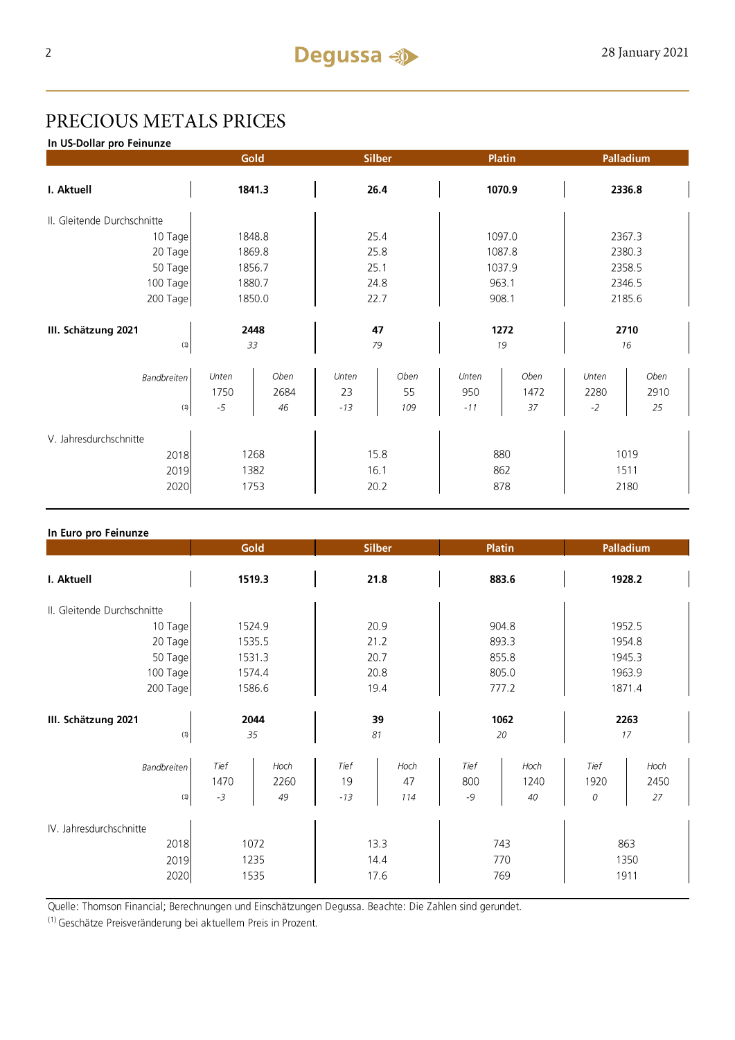# PRECIOUS METALS PRICES

**In US-Dollar pro Feinunze**

| | Gold | | Silber | | Platin | | Palladium | |
|---|---|---|---|---|---|---|---|---|
| **I. Aktuell** | **1841.3** | | **26.4** | | **1070.9** | | **2336.8** | |
| II. Gleitende Durchschnitte | | | | | | | | |
| 10 Tage | 1848.8 | | 25.4 | | 1097.0 | | 2367.3 | |
| 20 Tage | 1869.8 | | 25.8 | | 1087.8 | | 2380.3 | |
| 50 Tage | 1856.7 | | 25.1 | | 1037.9 | | 2358.5 | |
| 100 Tage | 1880.7 | | 24.8 | | 963.1 | | 2346.5 | |
| 200 Tage | 1850.0 | | 22.7 | | 908.1 | | 2185.6 | |
| **III. Schätzung 2021** | **2448** | | **47** | | **1272** | | **2710** | |
| (1) | *33* | | *79* | | *19* | | *16* | |
| *Bandbreiten* | *Unten* | *Oben* | *Unten* | *Oben* | *Unten* | *Oben* | *Unten* | *Oben* |
| | 1750 | 2684 | 23 | 55 | 950 | 1472 | 2280 | 2910 |
| (1) | *-5* | *46* | *-13* | *109* | *-11* | *37* | *-2* | *25* |
| V. Jahresdurchschnitte | | | | | | | | |
| 2018 | 1268 | | 15.8 | | 880 | | 1019 | |
| 2019 | 1382 | | 16.1 | | 862 | | 1511 | |
| 2020 | 1753 | | 20.2 | | 878 | | 2180 | |

**In Euro pro Feinunze**

| | Gold | | Silber | | Platin | | Palladium | |
|---|---|---|---|---|---|---|---|---|
| **I. Aktuell** | **1519.3** | | **21.8** | | **883.6** | | **1928.2** | |
| II. Gleitende Durchschnitte | | | | | | | | |
| 10 Tage | 1524.9 | | 20.9 | | 904.8 | | 1952.5 | |
| 20 Tage | 1535.5 | | 21.2 | | 893.3 | | 1954.8 | |
| 50 Tage | 1531.3 | | 20.7 | | 855.8 | | 1945.3 | |
| 100 Tage | 1574.4 | | 20.8 | | 805.0 | | 1963.9 | |
| 200 Tage | 1586.6 | | 19.4 | | 777.2 | | 1871.4 | |
| **III. Schätzung 2021** | **2044** | | **39** | | **1062** | | **2263** | |
| (1) | *35* | | *81* | | *20* | | *17* | |
| *Bandbreiten* | *Tief* | *Hoch* | *Tief* | *Hoch* | *Tief* | *Hoch* | *Tief* | *Hoch* |
| | 1470 | 2260 | 19 | 47 | 800 | 1240 | 1920 | 2450 |
| (1) | *-3* | *49* | *-13* | *114* | *-9* | *40* | *0* | *27* |
| IV. Jahresdurchschnitte | | | | | | | | |
| 2018 | 1072 | | 13.3 | | 743 | | 863 | |
| 2019 | 1235 | | 14.4 | | 770 | | 1350 | |
| 2020 | 1535 | | 17.6 | | 769 | | 1911 | |

Quelle: Thomson Financial; Berechnungen und Einschätzungen Degussa. Beachte: Die Zahlen sind gerundet.

(1) Geschätze Preisveränderung bei aktuellem Preis in Prozent.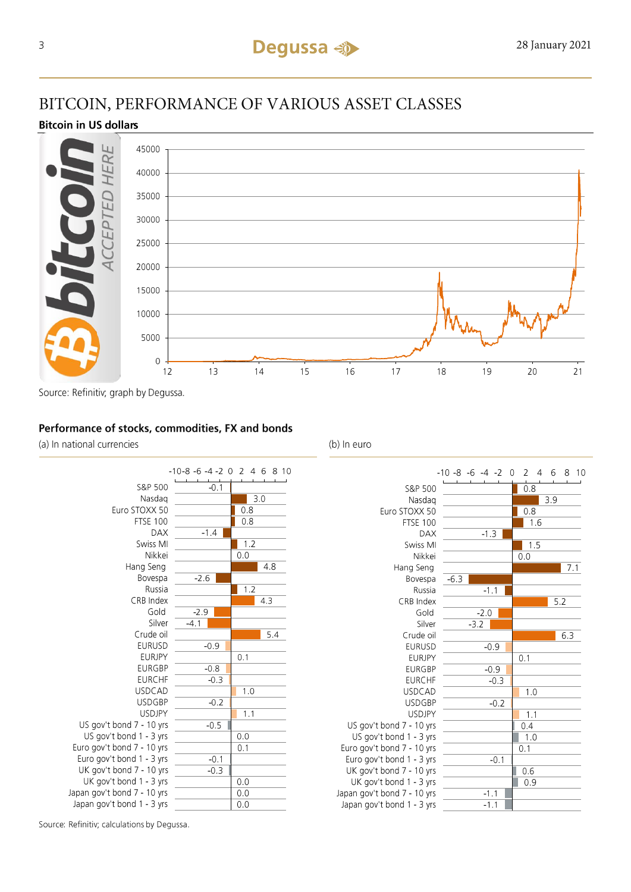# BITCOIN, PERFORMANCE OF VARIOUS ASSET CLASSES

**Bitcoin in US dollars**

Source: Refinitiv; graph by Degussa.

**Performance of stocks, commodities, FX and bonds**

| | (a) In national currencies | (b) In euro |
|---|---|---|
| S&P 500 | -0.1 | 0.8 |
| Nasdaq | 3.0 | 3.9 |
| Euro STOXX 50 | 0.8 | 0.8 |
| FTSE 100 | 0.8 | 1.6 |
| DAX | -1.4 | -1.3 |
| Swiss MI | 1.2 | 1.5 |
| Nikkei | 0.0 | 0.0 |
| Hang Seng | 4.8 | 7.1 |
| Bovespa | -2.6 | -6.3 |
| Russia | 1.2 | -1.1 |
| CRB Index | 4.3 | 5.2 |
| Gold | -2.9 | -2.0 |
| Silver | -4.1 | -3.2 |
| Crude oil | 5.4 | 6.3 |
| EURUSD | -0.9 | -0.9 |
| EURJPY | 0.1 | 0.1 |
| EURGBP | -0.8 | -0.9 |
| EURCHF | -0.3 | -0.3 |
| USDCAD | 1.0 | 1.0 |
| USDGBP | -0.2 | -0.2 |
| USDJPY | 1.1 | 1.1 |
| US gov't bond 7 - 10 yrs | -0.5 | 0.4 |
| US gov't bond 1 - 3 yrs | 0.0 | 1.0 |
| Euro gov't bond 7 - 10 yrs | 0.1 | 0.1 |
| Euro gov't bond 1 - 3 yrs | -0.1 | -0.1 |
| UK gov't bond 7 - 10 yrs | -0.3 | 0.6 |
| UK gov't bond 1 - 3 yrs | 0.0 | 0.9 |
| Japan gov't bond 7 - 10 yrs | 0.0 | -1.1 |
| Japan gov't bond 1 - 3 yrs | 0.0 | -1.1 |

Source: Refinitiv; calculations by Degussa.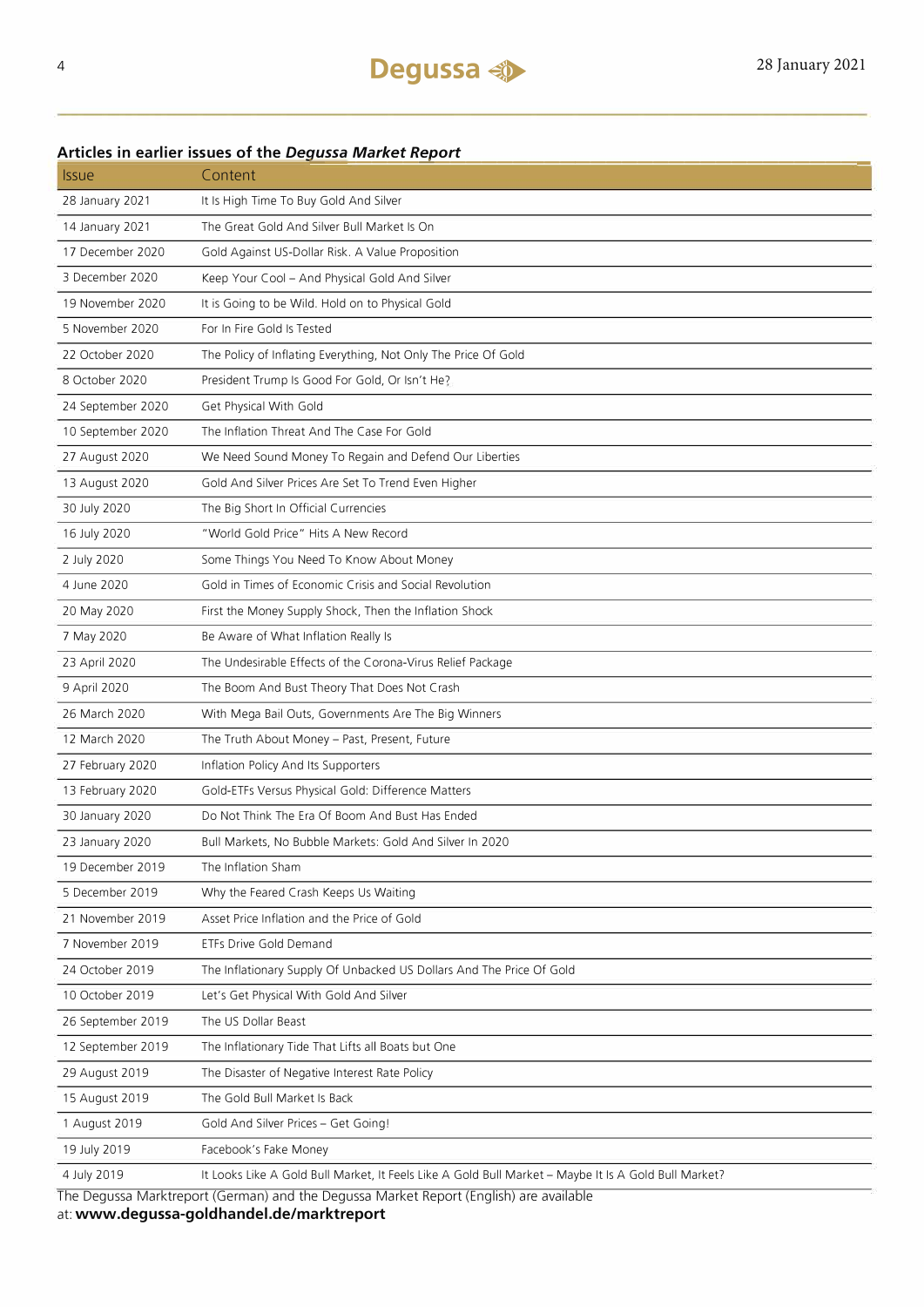### Articles in earlier issues of the *Degussa Market Report*

| Issue | Content |
|---|---|
| 28 January 2021 | It Is High Time To Buy Gold And Silver |
| 14 January 2021 | The Great Gold And Silver Bull Market Is On |
| 17 December 2020 | Gold Against US-Dollar Risk. A Value Proposition |
| 3 December 2020 | Keep Your Cool – And Physical Gold And Silver |
| 19 November 2020 | It is Going to be Wild. Hold on to Physical Gold |
| 5 November 2020 | For In Fire Gold Is Tested |
| 22 October 2020 | The Policy of Inflating Everything, Not Only The Price Of Gold |
| 8 October 2020 | President Trump Is Good For Gold, Or Isn't He? |
| 24 September 2020 | Get Physical With Gold |
| 10 September 2020 | The Inflation Threat And The Case For Gold |
| 27 August 2020 | We Need Sound Money To Regain and Defend Our Liberties |
| 13 August 2020 | Gold And Silver Prices Are Set To Trend Even Higher |
| 30 July 2020 | The Big Short In Official Currencies |
| 16 July 2020 | "World Gold Price" Hits A New Record |
| 2 July 2020 | Some Things You Need To Know About Money |
| 4 June 2020 | Gold in Times of Economic Crisis and Social Revolution |
| 20 May 2020 | First the Money Supply Shock, Then the Inflation Shock |
| 7 May 2020 | Be Aware of What Inflation Really Is |
| 23 April 2020 | The Undesirable Effects of the Corona-Virus Relief Package |
| 9 April 2020 | The Boom And Bust Theory That Does Not Crash |
| 26 March 2020 | With Mega Bail Outs, Governments Are The Big Winners |
| 12 March 2020 | The Truth About Money – Past, Present, Future |
| 27 February 2020 | Inflation Policy And Its Supporters |
| 13 February 2020 | Gold-ETFs Versus Physical Gold: Difference Matters |
| 30 January 2020 | Do Not Think The Era Of Boom And Bust Has Ended |
| 23 January 2020 | Bull Markets, No Bubble Markets: Gold And Silver In 2020 |
| 19 December 2019 | The Inflation Sham |
| 5 December 2019 | Why the Feared Crash Keeps Us Waiting |
| 21 November 2019 | Asset Price Inflation and the Price of Gold |
| 7 November 2019 | ETFs Drive Gold Demand |
| 24 October 2019 | The Inflationary Supply Of Unbacked US Dollars And The Price Of Gold |
| 10 October 2019 | Let's Get Physical With Gold And Silver |
| 26 September 2019 | The US Dollar Beast |
| 12 September 2019 | The Inflationary Tide That Lifts all Boats but One |
| 29 August 2019 | The Disaster of Negative Interest Rate Policy |
| 15 August 2019 | The Gold Bull Market Is Back |
| 1 August 2019 | Gold And Silver Prices – Get Going! |
| 19 July 2019 | Facebook's Fake Money |
| 4 July 2019 | It Looks Like A Gold Bull Market, It Feels Like A Gold Bull Market – Maybe It Is A Gold Bull Market? |

The Degussa Marktreport (German) and the Degussa Market Report (English) are available at: **www.degussa-goldhandel.de/marktreport**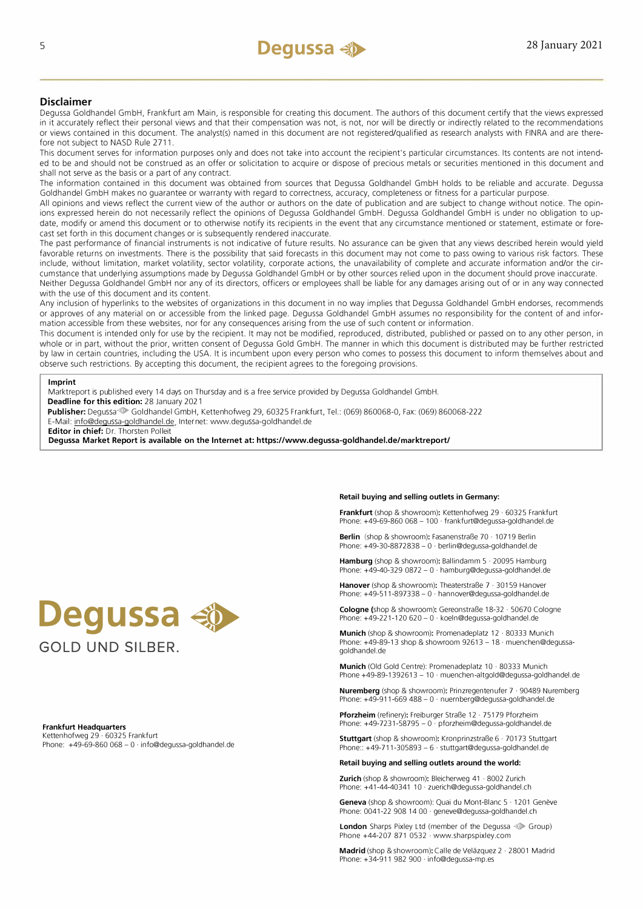## Disclaimer

Degussa Goldhandel GmbH, Frankfurt am Main, is responsible for creating this document. The authors of this document certify that the views expressed in it accurately reflect their personal views and that their compensation was not, is not, nor will be directly or indirectly related to the recommendations or views contained in this document. The analyst(s) named in this document are not registered/qualified as research analysts with FINRA and are therefore not subject to NASD Rule 2711.

This document serves for information purposes only and does not take into account the recipient's particular circumstances. Its contents are not intended to be and should not be construed as an offer or solicitation to acquire or dispose of precious metals or securities mentioned in this document and shall not serve as the basis or a part of any contract.

The information contained in this document was obtained from sources that Degussa Goldhandel GmbH holds to be reliable and accurate. Degussa Goldhandel GmbH makes no guarantee or warranty with regard to correctness, accuracy, completeness or fitness for a particular purpose.

All opinions and views reflect the current view of the author or authors on the date of publication and are subject to change without notice. The opinions expressed herein do not necessarily reflect the opinions of Degussa Goldhandel GmbH. Degussa Goldhandel GmbH is under no obligation to update, modify or amend this document or to otherwise notify its recipients in the event that any circumstance mentioned or statement, estimate or forecast set forth in this document changes or is subsequently rendered inaccurate.

The past performance of financial instruments is not indicative of future results. No assurance can be given that any views described herein would yield favorable returns on investments. There is the possibility that said forecasts in this document may not come to pass owing to various risk factors. These include, without limitation, market volatility, sector volatility, corporate actions, the unavailability of complete and accurate information and/or the circumstance that underlying assumptions made by Degussa Goldhandel GmbH or by other sources relied upon in the document should prove inaccurate.

Neither Degussa Goldhandel GmbH nor any of its directors, officers or employees shall be liable for any damages arising out of or in any way connected with the use of this document and its content.

Any inclusion of hyperlinks to the websites of organizations in this document in no way implies that Degussa Goldhandel GmbH endorses, recommends or approves of any material on or accessible from the linked page. Degussa Goldhandel GmbH assumes no responsibility for the content of and information accessible from these websites, nor for any consequences arising from the use of such content or information.

This document is intended only for use by the recipient. It may not be modified, reproduced, distributed, published or passed on to any other person, in whole or in part, without the prior, written consent of Degussa Gold GmbH. The manner in which this document is distributed may be further restricted by law in certain countries, including the USA. It is incumbent upon every person who comes to possess this document to inform themselves about and observe such restrictions. By accepting this document, the recipient agrees to the foregoing provisions.

**Imprint**
Marktreport is published every 14 days on Thursday and is a free service provided by Degussa Goldhandel GmbH.
**Deadline for this edition:** 28 January 2021
**Publisher:** Degussa Goldhandel GmbH, Kettenhofweg 29, 60325 Frankfurt, Tel.: (069) 860068-0, Fax: (069) 860068-222
E-Mail: info@degussa-goldhandel.de, Internet: www.degussa-goldhandel.de
**Editor in chief:** Dr. Thorsten Polleit
**Degussa Market Report is available on the Internet at: https://www.degussa-goldhandel.de/marktreport/**

Degussa
GOLD UND SILBER.

**Frankfurt Headquarters**
Kettenhofweg 29 · 60325 Frankfurt
Phone: +49-69-860 068 – 0 · info@degussa-goldhandel.de

**Retail buying and selling outlets in Germany:**

**Frankfurt** (shop & showroom)**:** Kettenhofweg 29 · 60325 Frankfurt
Phone: +49-69-860 068 – 100 · frankfurt@degussa-goldhandel.de

**Berlin** (shop & showroom)**:** Fasanenstraße 70 · 10719 Berlin
Phone: +49-30-8872838 – 0 · berlin@degussa-goldhandel.de

**Hamburg** (shop & showroom)**:** Ballindamm 5 · 20095 Hamburg
Phone: +49-40-329 0872 – 0 · hamburg@degussa-goldhandel.de

**Hanover** (shop & showroom)**:** Theaterstraße 7 · 30159 Hanover
Phone: +49-511-897338 – 0 · hannover@degussa-goldhandel.de

**Cologne** (shop & showroom)**:** Gereonstraße 18-32 · 50670 Cologne
Phone: +49-221-120 620 – 0 · koeln@degussa-goldhandel.de

**Munich** (shop & showroom)**:** Promenadeplatz 12 · 80333 Munich
Phone: +49-89-13 shop & showroom 92613 – 18 · muenchen@degussa-goldhandel.de

**Munich** (Old Gold Centre): Promenadeplatz 10 · 80333 Munich
Phone +49-89-1392613 – 10 · muenchen-altgold@degussa-goldhandel.de

**Nuremberg** (shop & showroom)**:** Prinzregentenufer 7 · 90489 Nuremberg
Phone: +49-911-669 488 – 0 · nuernberg@degussa-goldhandel.de

**Pforzheim** (refinery)**:** Freiburger Straße 12 · 75179 Pforzheim
Phone: +49-7231-58795 – 0 · pforzheim@degussa-goldhandel.de

**Stuttgart** (shop & showroom)**:** Kronprinzstraße 6 · 70173 Stuttgart
Phone:: +49-711-305893 – 6 · stuttgart@degussa-goldhandel.de

**Retail buying and selling outlets around the world:**

**Zurich** (shop & showroom)**:** Bleicherweg 41 · 8002 Zurich
Phone: +41-44-40341 10 · zuerich@degussa-goldhandel.ch

**Geneva** (shop & showroom): Quai du Mont-Blanc 5 · 1201 Genève
Phone: 0041-22 908 14 00 · geneve@degussa-goldhandel.ch

**London** Sharps Pixley Ltd (member of the Degussa Group)
Phone +44-207 871 0532 · www.sharpspixley.com

**Madrid** (shop & showroom)**:** Calle de Velázquez 2 · 28001 Madrid
Phone: +34-911 982 900 · info@degussa-mp.es